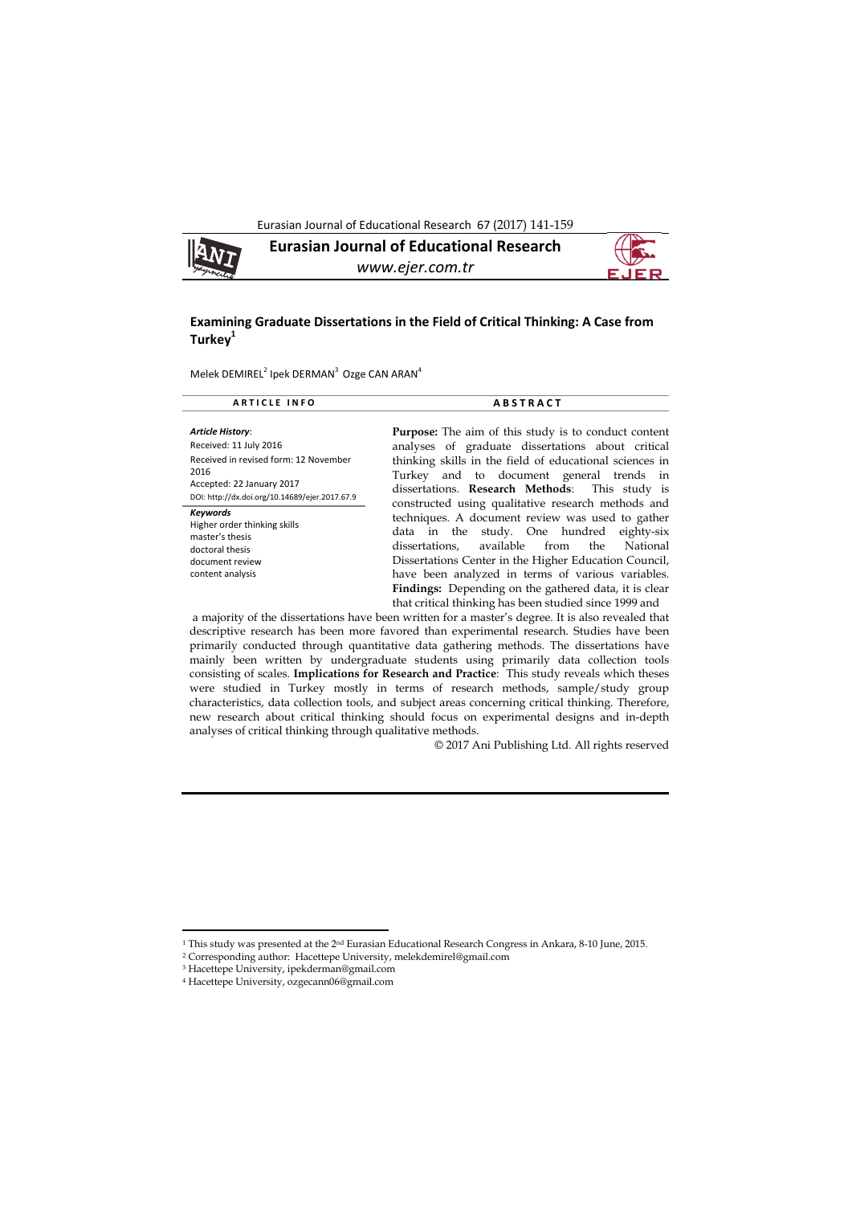# Examining Graduate Dissertations in the Field of Critical Thinking: A Case from Turkey[1]

Melek DEMIREL[2] Ipek DERMAN[3] Ozge CAN ARAN[4]

**ARTICLE INFO**

***Article History*:**
Received: 11 July 2016
Received in revised form: 12 November 2016
Accepted: 22 January 2017
DOI: http://dx.doi.org/10.14689/ejer.2017.67.9

***Keywords***
Higher order thinking skills
master's thesis
doctoral thesis
document review
content analysis

**ABSTRACT**

**Purpose:** The aim of this study is to conduct content analyses of graduate dissertations about critical thinking skills in the field of educational sciences in Turkey and to document general trends in dissertations. **Research Methods**: This study is constructed using qualitative research methods and techniques. A document review was used to gather data in the study. One hundred eighty-six dissertations, available from the National Dissertations Center in the Higher Education Council, have been analyzed in terms of various variables. **Findings:** Depending on the gathered data, it is clear that critical thinking has been studied since 1999 and a majority of the dissertations have been written for a master's degree. It is also revealed that descriptive research has been more favored than experimental research. Studies have been primarily conducted through quantitative data gathering methods. The dissertations have mainly been written by undergraduate students using primarily data collection tools consisting of scales. **Implications for Research and Practice**: This study reveals which theses were studied in Turkey mostly in terms of research methods, sample/study group characteristics, data collection tools, and subject areas concerning critical thinking. Therefore, new research about critical thinking should focus on experimental designs and in-depth analyses of critical thinking through qualitative methods.

© 2017 Ani Publishing Ltd. All rights reserved

---

[1] This study was presented at the 2nd Eurasian Educational Research Congress in Ankara, 8-10 June, 2015.

[2] Corresponding author: Hacettepe University, melekdemirel@gmail.com

[3] Hacettepe University, ipekderman@gmail.com

[4] Hacettepe University, ozgecann06@gmail.com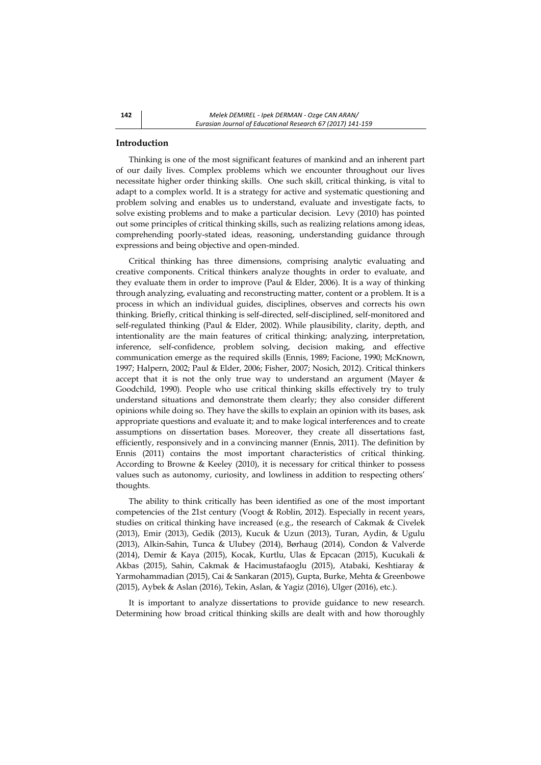## Introduction

Thinking is one of the most significant features of mankind and an inherent part of our daily lives. Complex problems which we encounter throughout our lives necessitate higher order thinking skills. One such skill, critical thinking, is vital to adapt to a complex world. It is a strategy for active and systematic questioning and problem solving and enables us to understand, evaluate and investigate facts, to solve existing problems and to make a particular decision. Levy (2010) has pointed out some principles of critical thinking skills, such as realizing relations among ideas, comprehending poorly-stated ideas, reasoning, understanding guidance through expressions and being objective and open-minded.

Critical thinking has three dimensions, comprising analytic evaluating and creative components. Critical thinkers analyze thoughts in order to evaluate, and they evaluate them in order to improve (Paul & Elder, 2006). It is a way of thinking through analyzing, evaluating and reconstructing matter, content or a problem. It is a process in which an individual guides, disciplines, observes and corrects his own thinking. Briefly, critical thinking is self-directed, self-disciplined, self-monitored and self-regulated thinking (Paul & Elder, 2002). While plausibility, clarity, depth, and intentionality are the main features of critical thinking; analyzing, interpretation, inference, self-confidence, problem solving, decision making, and effective communication emerge as the required skills (Ennis, 1989; Facione, 1990; McKnown, 1997; Halpern, 2002; Paul & Elder, 2006; Fisher, 2007; Nosich, 2012). Critical thinkers accept that it is not the only true way to understand an argument (Mayer & Goodchild, 1990). People who use critical thinking skills effectively try to truly understand situations and demonstrate them clearly; they also consider different opinions while doing so. They have the skills to explain an opinion with its bases, ask appropriate questions and evaluate it; and to make logical interferences and to create assumptions on dissertation bases. Moreover, they create all dissertations fast, efficiently, responsively and in a convincing manner (Ennis, 2011). The definition by Ennis (2011) contains the most important characteristics of critical thinking. According to Browne & Keeley (2010), it is necessary for critical thinker to possess values such as autonomy, curiosity, and lowliness in addition to respecting others' thoughts.

The ability to think critically has been identified as one of the most important competencies of the 21st century (Voogt & Roblin, 2012). Especially in recent years, studies on critical thinking have increased (e.g., the research of Cakmak & Civelek (2013), Emir (2013), Gedik (2013), Kucuk & Uzun (2013), Turan, Aydin, & Ugulu (2013), Alkin-Sahin, Tunca & Ulubey (2014), Børhaug (2014), Condon & Valverde (2014), Demir & Kaya (2015), Kocak, Kurtlu, Ulas & Epcacan (2015), Kucukali & Akbas (2015), Sahin, Cakmak & Hacimustafaoglu (2015), Atabaki, Keshtiaray & Yarmohammadian (2015), Cai & Sankaran (2015), Gupta, Burke, Mehta & Greenbowe (2015), Aybek & Aslan (2016), Tekin, Aslan, & Yagiz (2016), Ulger (2016), etc.).

It is important to analyze dissertations to provide guidance to new research. Determining how broad critical thinking skills are dealt with and how thoroughly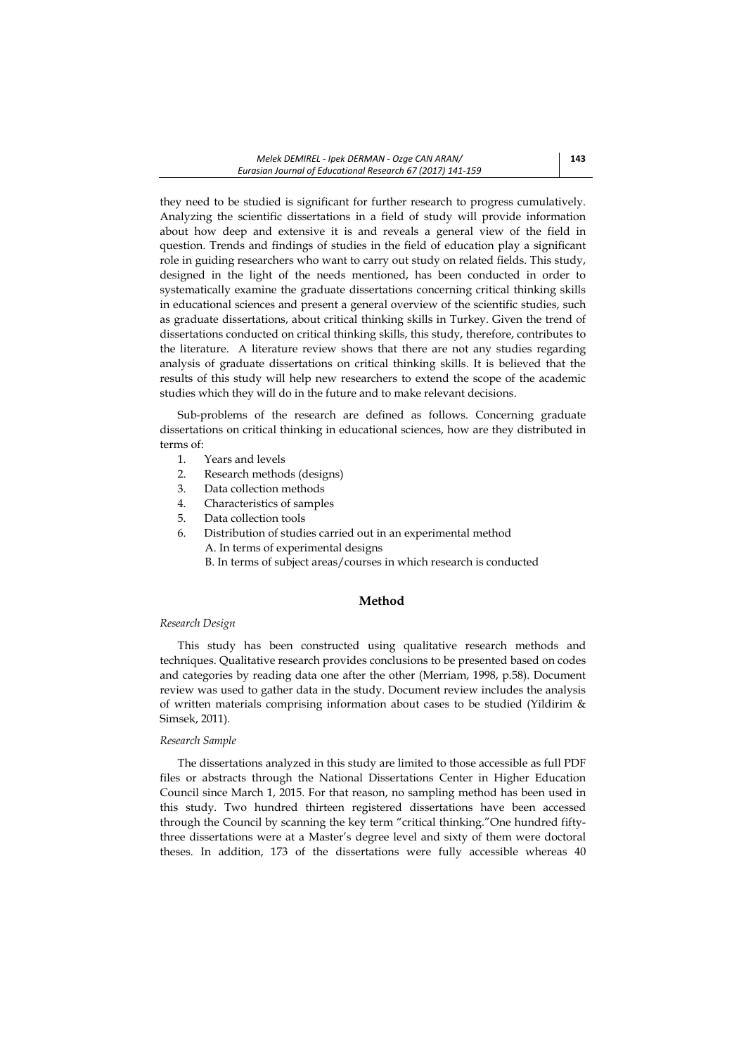they need to be studied is significant for further research to progress cumulatively. Analyzing the scientific dissertations in a field of study will provide information about how deep and extensive it is and reveals a general view of the field in question. Trends and findings of studies in the field of education play a significant role in guiding researchers who want to carry out study on related fields. This study, designed in the light of the needs mentioned, has been conducted in order to systematically examine the graduate dissertations concerning critical thinking skills in educational sciences and present a general overview of the scientific studies, such as graduate dissertations, about critical thinking skills in Turkey. Given the trend of dissertations conducted on critical thinking skills, this study, therefore, contributes to the literature. A literature review shows that there are not any studies regarding analysis of graduate dissertations on critical thinking skills. It is believed that the results of this study will help new researchers to extend the scope of the academic studies which they will do in the future and to make relevant decisions.

Sub-problems of the research are defined as follows. Concerning graduate dissertations on critical thinking in educational sciences, how are they distributed in terms of:

1. Years and levels
2. Research methods (designs)
3. Data collection methods
4. Characteristics of samples
5. Data collection tools
6. Distribution of studies carried out in an experimental method
   A. In terms of experimental designs
   B. In terms of subject areas/courses in which research is conducted

## Method

*Research Design*

This study has been constructed using qualitative research methods and techniques. Qualitative research provides conclusions to be presented based on codes and categories by reading data one after the other (Merriam, 1998, p.58). Document review was used to gather data in the study. Document review includes the analysis of written materials comprising information about cases to be studied (Yildirim & Simsek, 2011).

*Research Sample*

The dissertations analyzed in this study are limited to those accessible as full PDF files or abstracts through the National Dissertations Center in Higher Education Council since March 1, 2015. For that reason, no sampling method has been used in this study. Two hundred thirteen registered dissertations have been accessed through the Council by scanning the key term "critical thinking."One hundred fifty-three dissertations were at a Master's degree level and sixty of them were doctoral theses. In addition, 173 of the dissertations were fully accessible whereas 40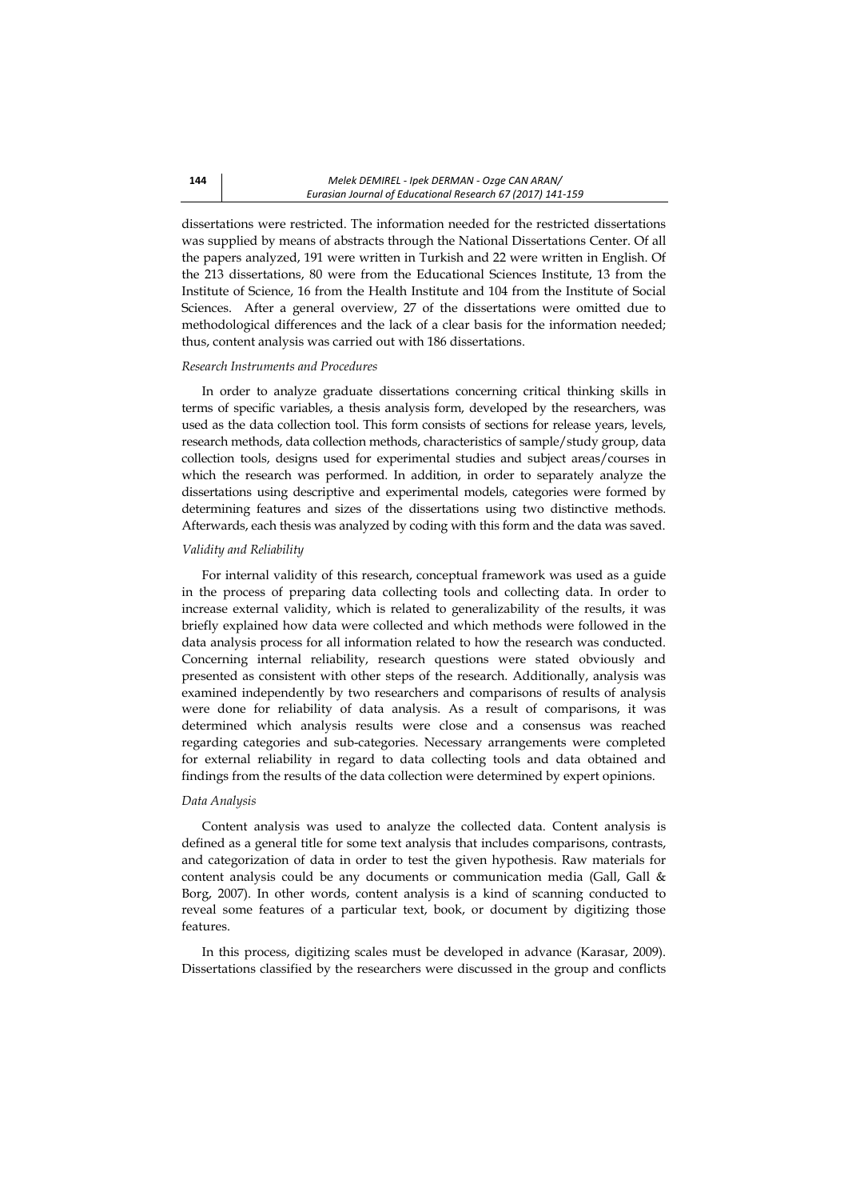dissertations were restricted. The information needed for the restricted dissertations was supplied by means of abstracts through the National Dissertations Center. Of all the papers analyzed, 191 were written in Turkish and 22 were written in English. Of the 213 dissertations, 80 were from the Educational Sciences Institute, 13 from the Institute of Science, 16 from the Health Institute and 104 from the Institute of Social Sciences. After a general overview, 27 of the dissertations were omitted due to methodological differences and the lack of a clear basis for the information needed; thus, content analysis was carried out with 186 dissertations.

*Research Instruments and Procedures*

In order to analyze graduate dissertations concerning critical thinking skills in terms of specific variables, a thesis analysis form, developed by the researchers, was used as the data collection tool. This form consists of sections for release years, levels, research methods, data collection methods, characteristics of sample/study group, data collection tools, designs used for experimental studies and subject areas/courses in which the research was performed. In addition, in order to separately analyze the dissertations using descriptive and experimental models, categories were formed by determining features and sizes of the dissertations using two distinctive methods. Afterwards, each thesis was analyzed by coding with this form and the data was saved.

*Validity and Reliability*

For internal validity of this research, conceptual framework was used as a guide in the process of preparing data collecting tools and collecting data. In order to increase external validity, which is related to generalizability of the results, it was briefly explained how data were collected and which methods were followed in the data analysis process for all information related to how the research was conducted. Concerning internal reliability, research questions were stated obviously and presented as consistent with other steps of the research. Additionally, analysis was examined independently by two researchers and comparisons of results of analysis were done for reliability of data analysis. As a result of comparisons, it was determined which analysis results were close and a consensus was reached regarding categories and sub-categories. Necessary arrangements were completed for external reliability in regard to data collecting tools and data obtained and findings from the results of the data collection were determined by expert opinions.

*Data Analysis*

Content analysis was used to analyze the collected data. Content analysis is defined as a general title for some text analysis that includes comparisons, contrasts, and categorization of data in order to test the given hypothesis. Raw materials for content analysis could be any documents or communication media (Gall, Gall & Borg, 2007). In other words, content analysis is a kind of scanning conducted to reveal some features of a particular text, book, or document by digitizing those features.

In this process, digitizing scales must be developed in advance (Karasar, 2009). Dissertations classified by the researchers were discussed in the group and conflicts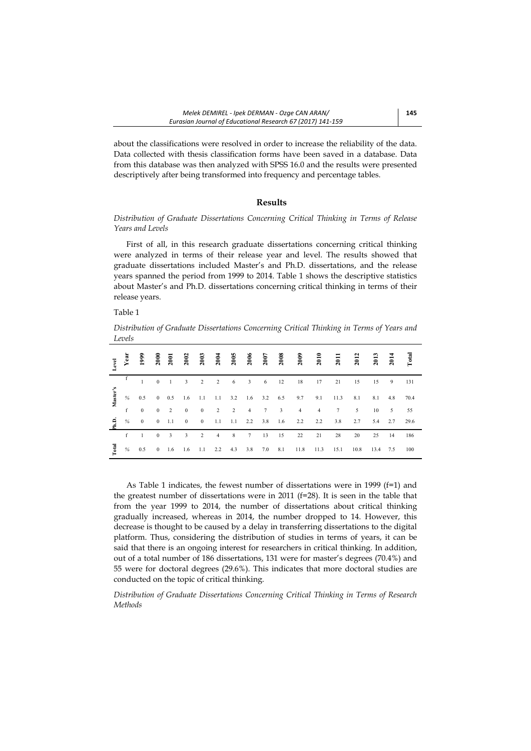about the classifications were resolved in order to increase the reliability of the data. Data collected with thesis classification forms have been saved in a database. Data from this database was then analyzed with SPSS 16.0 and the results were presented descriptively after being transformed into frequency and percentage tables.

## Results

*Distribution of Graduate Dissertations Concerning Critical Thinking in Terms of Release Years and Levels*

First of all, in this research graduate dissertations concerning critical thinking were analyzed in terms of their release year and level. The results showed that graduate dissertations included Master's and Ph.D. dissertations, and the release years spanned the period from 1999 to 2014. Table 1 shows the descriptive statistics about Master's and Ph.D. dissertations concerning critical thinking in terms of their release years.

Table 1

*Distribution of Graduate Dissertations Concerning Critical Thinking in Terms of Years and Levels*

| Level | Year | 1999 | 2000 | 2001 | 2002 | 2003 | 2004 | 2005 | 2006 | 2007 | 2008 | 2009 | 2010 | 2011 | 2012 | 2013 | 2014 | Total |
|---|---|---|---|---|---|---|---|---|---|---|---|---|---|---|---|---|---|---|
| Master's | f | 1 | 0 | 1 | 3 | 2 | 2 | 6 | 3 | 6 | 12 | 18 | 17 | 21 | 15 | 15 | 9 | 131 |
| | % | 0.5 | 0 | 0.5 | 1.6 | 1.1 | 1.1 | 3.2 | 1.6 | 3.2 | 6.5 | 9.7 | 9.1 | 11.3 | 8.1 | 8.1 | 4.8 | 70.4 |
| Ph.D. | f | 0 | 0 | 2 | 0 | 0 | 2 | 2 | 4 | 7 | 3 | 4 | 4 | 7 | 5 | 10 | 5 | 55 |
| | % | 0 | 0 | 1.1 | 0 | 0 | 1.1 | 1.1 | 2.2 | 3.8 | 1.6 | 2.2 | 2.2 | 3.8 | 2.7 | 5.4 | 2.7 | 29.6 |
| Total | f | 1 | 0 | 3 | 3 | 2 | 4 | 8 | 7 | 13 | 15 | 22 | 21 | 28 | 20 | 25 | 14 | 186 |
| | % | 0.5 | 0 | 1.6 | 1.6 | 1.1 | 2.2 | 4.3 | 3.8 | 7.0 | 8.1 | 11.8 | 11.3 | 15.1 | 10.8 | 13.4 | 7.5 | 100 |

As Table 1 indicates, the fewest number of dissertations were in 1999 (f=1) and the greatest number of dissertations were in 2011 (f=28). It is seen in the table that from the year 1999 to 2014, the number of dissertations about critical thinking gradually increased, whereas in 2014, the number dropped to 14. However, this decrease is thought to be caused by a delay in transferring dissertations to the digital platform. Thus, considering the distribution of studies in terms of years, it can be said that there is an ongoing interest for researchers in critical thinking. In addition, out of a total number of 186 dissertations, 131 were for master's degrees (70.4%) and 55 were for doctoral degrees (29.6%). This indicates that more doctoral studies are conducted on the topic of critical thinking.

*Distribution of Graduate Dissertations Concerning Critical Thinking in Terms of Research Methods*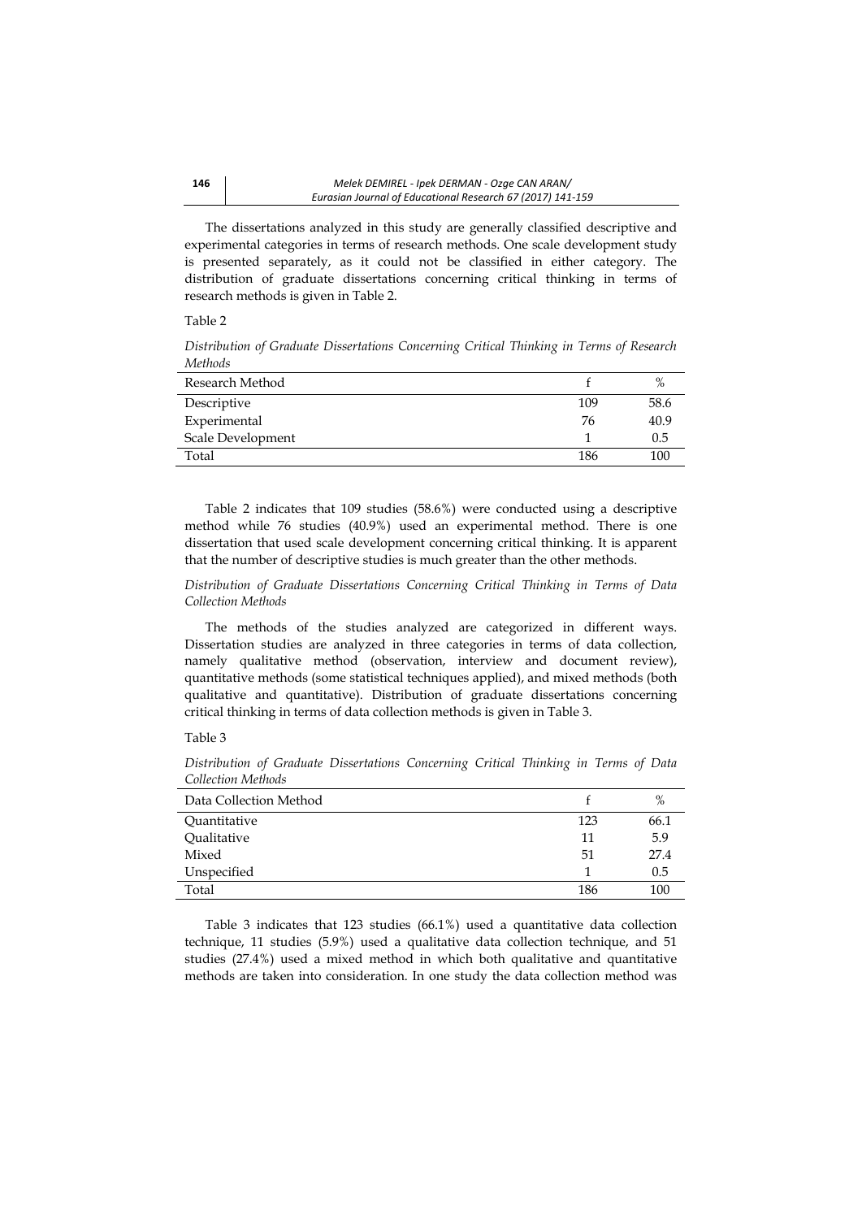The dissertations analyzed in this study are generally classified descriptive and experimental categories in terms of research methods. One scale development study is presented separately, as it could not be classified in either category. The distribution of graduate dissertations concerning critical thinking in terms of research methods is given in Table 2.

Table 2

*Distribution of Graduate Dissertations Concerning Critical Thinking in Terms of Research Methods*

| Research Method | f | % |
|---|---|---|
| Descriptive | 109 | 58.6 |
| Experimental | 76 | 40.9 |
| Scale Development | 1 | 0.5 |
| Total | 186 | 100 |

Table 2 indicates that 109 studies (58.6%) were conducted using a descriptive method while 76 studies (40.9%) used an experimental method. There is one dissertation that used scale development concerning critical thinking. It is apparent that the number of descriptive studies is much greater than the other methods.

*Distribution of Graduate Dissertations Concerning Critical Thinking in Terms of Data Collection Methods*

The methods of the studies analyzed are categorized in different ways. Dissertation studies are analyzed in three categories in terms of data collection, namely qualitative method (observation, interview and document review), quantitative methods (some statistical techniques applied), and mixed methods (both qualitative and quantitative). Distribution of graduate dissertations concerning critical thinking in terms of data collection methods is given in Table 3.

Table 3

*Distribution of Graduate Dissertations Concerning Critical Thinking in Terms of Data Collection Methods*

| Data Collection Method | f | % |
|---|---|---|
| Quantitative | 123 | 66.1 |
| Qualitative | 11 | 5.9 |
| Mixed | 51 | 27.4 |
| Unspecified | 1 | 0.5 |
| Total | 186 | 100 |

Table 3 indicates that 123 studies (66.1%) used a quantitative data collection technique, 11 studies (5.9%) used a qualitative data collection technique, and 51 studies (27.4%) used a mixed method in which both qualitative and quantitative methods are taken into consideration. In one study the data collection method was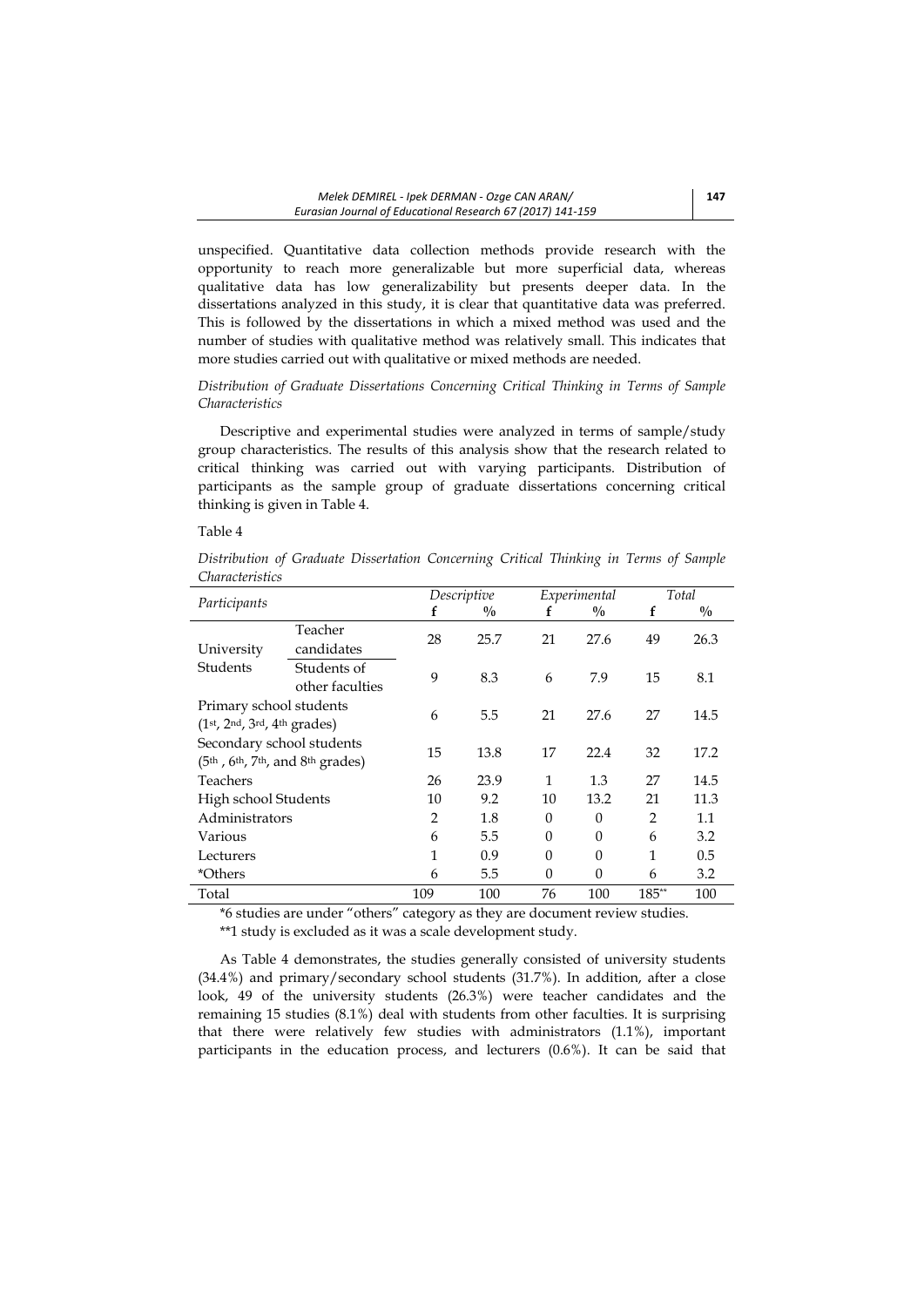unspecified. Quantitative data collection methods provide research with the opportunity to reach more generalizable but more superficial data, whereas qualitative data has low generalizability but presents deeper data. In the dissertations analyzed in this study, it is clear that quantitative data was preferred. This is followed by the dissertations in which a mixed method was used and the number of studies with qualitative method was relatively small. This indicates that more studies carried out with qualitative or mixed methods are needed.

*Distribution of Graduate Dissertations Concerning Critical Thinking in Terms of Sample Characteristics*

Descriptive and experimental studies were analyzed in terms of sample/study group characteristics. The results of this analysis show that the research related to critical thinking was carried out with varying participants. Distribution of participants as the sample group of graduate dissertations concerning critical thinking is given in Table 4.

Table 4

*Distribution of Graduate Dissertation Concerning Critical Thinking in Terms of Sample Characteristics*

| *Participants* | | *Descriptive* | | *Experimental* | | *Total* | |
|---|---|---|---|---|---|---|---|
| | | f | % | f | % | f | % |
| University Students | Teacher candidates | 28 | 25.7 | 21 | 27.6 | 49 | 26.3 |
| | Students of other faculties | 9 | 8.3 | 6 | 7.9 | 15 | 8.1 |
| Primary school students (1st, 2nd, 3rd, 4th grades) | | 6 | 5.5 | 21 | 27.6 | 27 | 14.5 |
| Secondary school students (5th , 6th, 7th, and 8th grades) | | 15 | 13.8 | 17 | 22.4 | 32 | 17.2 |
| Teachers | | 26 | 23.9 | 1 | 1.3 | 27 | 14.5 |
| High school Students | | 10 | 9.2 | 10 | 13.2 | 21 | 11.3 |
| Administrators | | 2 | 1.8 | 0 | 0 | 2 | 1.1 |
| Various | | 6 | 5.5 | 0 | 0 | 6 | 3.2 |
| Lecturers | | 1 | 0.9 | 0 | 0 | 1 | 0.5 |
| *Others | | 6 | 5.5 | 0 | 0 | 6 | 3.2 |
| Total | | 109 | 100 | 76 | 100 | 185** | 100 |

*6 studies are under "others" category as they are document review studies.

**1 study is excluded as it was a scale development study.

As Table 4 demonstrates, the studies generally consisted of university students (34.4%) and primary/secondary school students (31.7%). In addition, after a close look, 49 of the university students (26.3%) were teacher candidates and the remaining 15 studies (8.1%) deal with students from other faculties. It is surprising that there were relatively few studies with administrators (1.1%), important participants in the education process, and lecturers (0.6%). It can be said that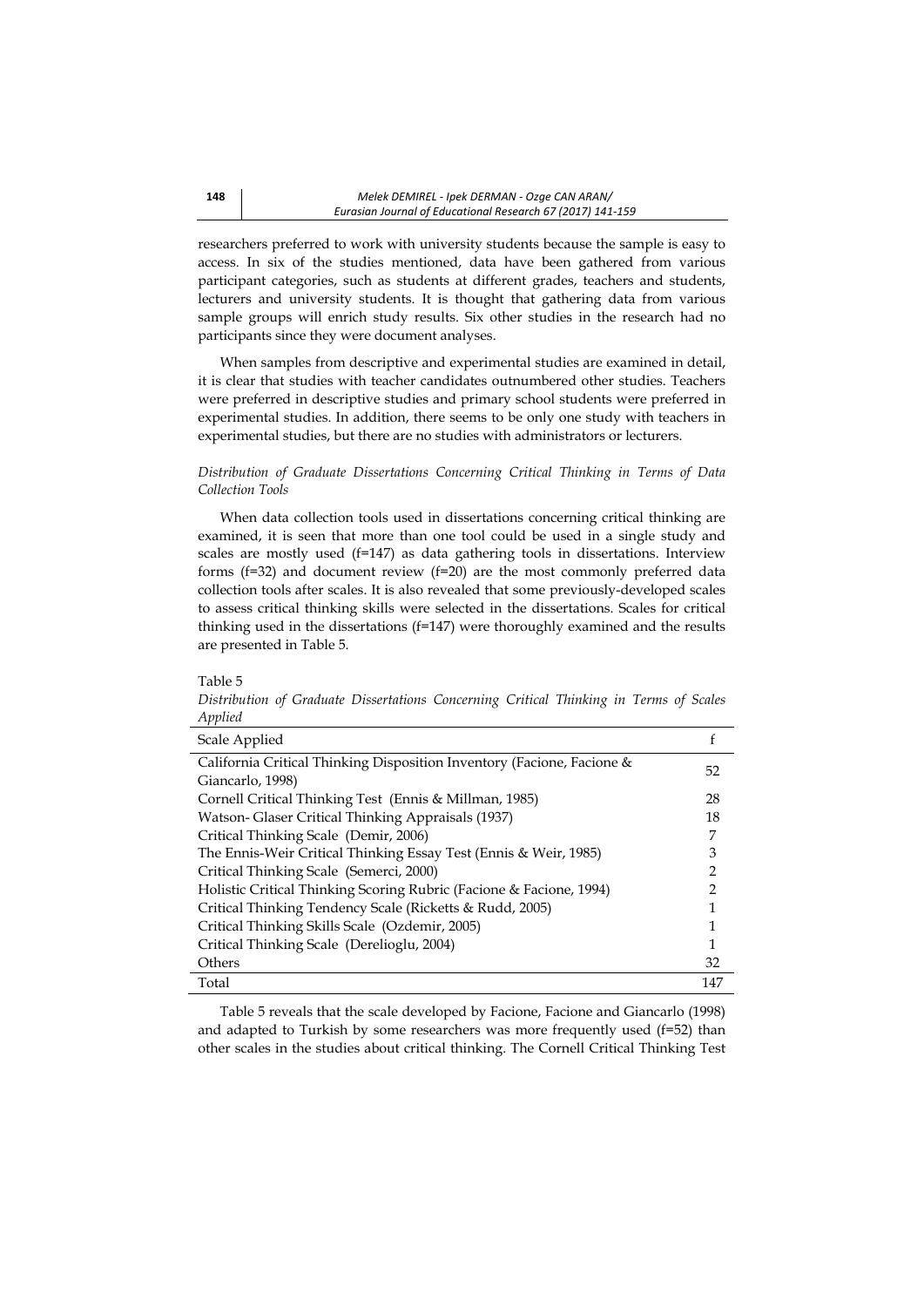researchers preferred to work with university students because the sample is easy to access. In six of the studies mentioned, data have been gathered from various participant categories, such as students at different grades, teachers and students, lecturers and university students. It is thought that gathering data from various sample groups will enrich study results. Six other studies in the research had no participants since they were document analyses.

When samples from descriptive and experimental studies are examined in detail, it is clear that studies with teacher candidates outnumbered other studies. Teachers were preferred in descriptive studies and primary school students were preferred in experimental studies. In addition, there seems to be only one study with teachers in experimental studies, but there are no studies with administrators or lecturers.

*Distribution of Graduate Dissertations Concerning Critical Thinking in Terms of Data Collection Tools*

When data collection tools used in dissertations concerning critical thinking are examined, it is seen that more than one tool could be used in a single study and scales are mostly used (f=147) as data gathering tools in dissertations. Interview forms (f=32) and document review (f=20) are the most commonly preferred data collection tools after scales. It is also revealed that some previously-developed scales to assess critical thinking skills were selected in the dissertations. Scales for critical thinking used in the dissertations (f=147) were thoroughly examined and the results are presented in Table 5.

Table 5

*Distribution of Graduate Dissertations Concerning Critical Thinking in Terms of Scales Applied*

| Scale Applied | f |
|---|---|
| California Critical Thinking Disposition Inventory (Facione, Facione & Giancarlo, 1998) | 52 |
| Cornell Critical Thinking Test (Ennis & Millman, 1985) | 28 |
| Watson- Glaser Critical Thinking Appraisals (1937) | 18 |
| Critical Thinking Scale (Demir, 2006) | 7 |
| The Ennis-Weir Critical Thinking Essay Test (Ennis & Weir, 1985) | 3 |
| Critical Thinking Scale (Semerci, 2000) | 2 |
| Holistic Critical Thinking Scoring Rubric (Facione & Facione, 1994) | 2 |
| Critical Thinking Tendency Scale (Ricketts & Rudd, 2005) | 1 |
| Critical Thinking Skills Scale (Ozdemir, 2005) | 1 |
| Critical Thinking Scale (Derelioglu, 2004) | 1 |
| Others | 32 |
| Total | 147 |

Table 5 reveals that the scale developed by Facione, Facione and Giancarlo (1998) and adapted to Turkish by some researchers was more frequently used (f=52) than other scales in the studies about critical thinking. The Cornell Critical Thinking Test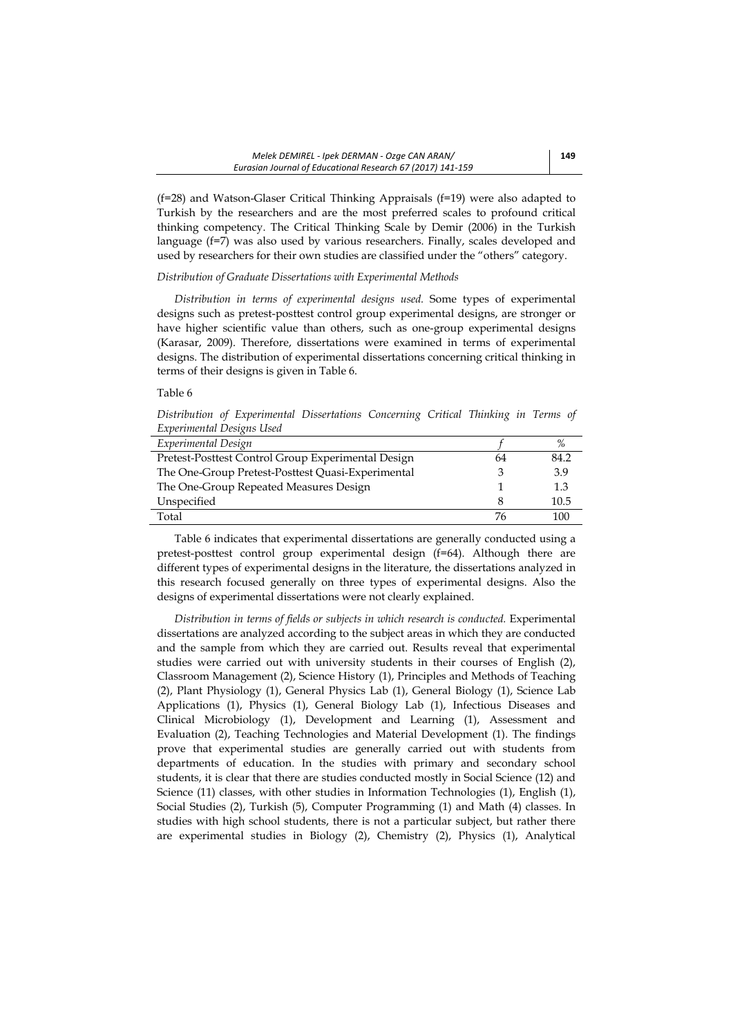(f=28) and Watson-Glaser Critical Thinking Appraisals (f=19) were also adapted to Turkish by the researchers and are the most preferred scales to profound critical thinking competency. The Critical Thinking Scale by Demir (2006) in the Turkish language (f=7) was also used by various researchers. Finally, scales developed and used by researchers for their own studies are classified under the "others" category.

*Distribution of Graduate Dissertations with Experimental Methods*

*Distribution in terms of experimental designs used.* Some types of experimental designs such as pretest-posttest control group experimental designs, are stronger or have higher scientific value than others, such as one-group experimental designs (Karasar, 2009). Therefore, dissertations were examined in terms of experimental designs. The distribution of experimental dissertations concerning critical thinking in terms of their designs is given in Table 6.

Table 6

*Distribution of Experimental Dissertations Concerning Critical Thinking in Terms of Experimental Designs Used*

| *Experimental Design* | *f* | *%* |
|---|---|---|
| Pretest-Posttest Control Group Experimental Design | 64 | 84.2 |
| The One-Group Pretest-Posttest Quasi-Experimental | 3 | 3.9 |
| The One-Group Repeated Measures Design | 1 | 1.3 |
| Unspecified | 8 | 10.5 |
| Total | 76 | 100 |

Table 6 indicates that experimental dissertations are generally conducted using a pretest-posttest control group experimental design (f=64). Although there are different types of experimental designs in the literature, the dissertations analyzed in this research focused generally on three types of experimental designs. Also the designs of experimental dissertations were not clearly explained.

*Distribution in terms of fields or subjects in which research is conducted.* Experimental dissertations are analyzed according to the subject areas in which they are conducted and the sample from which they are carried out. Results reveal that experimental studies were carried out with university students in their courses of English (2), Classroom Management (2), Science History (1), Principles and Methods of Teaching (2), Plant Physiology (1), General Physics Lab (1), General Biology (1), Science Lab Applications (1), Physics (1), General Biology Lab (1), Infectious Diseases and Clinical Microbiology (1), Development and Learning (1), Assessment and Evaluation (2), Teaching Technologies and Material Development (1). The findings prove that experimental studies are generally carried out with students from departments of education. In the studies with primary and secondary school students, it is clear that there are studies conducted mostly in Social Science (12) and Science (11) classes, with other studies in Information Technologies (1), English (1), Social Studies (2), Turkish (5), Computer Programming (1) and Math (4) classes. In studies with high school students, there is not a particular subject, but rather there are experimental studies in Biology (2), Chemistry (2), Physics (1), Analytical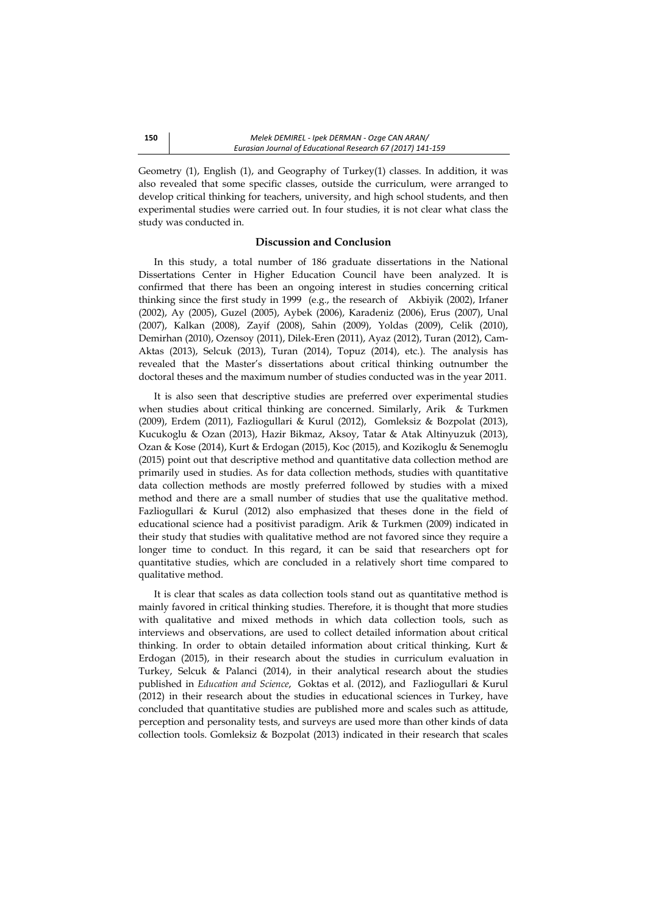Geometry (1), English (1), and Geography of Turkey(1) classes. In addition, it was also revealed that some specific classes, outside the curriculum, were arranged to develop critical thinking for teachers, university, and high school students, and then experimental studies were carried out. In four studies, it is not clear what class the study was conducted in.

## Discussion and Conclusion

In this study, a total number of 186 graduate dissertations in the National Dissertations Center in Higher Education Council have been analyzed. It is confirmed that there has been an ongoing interest in studies concerning critical thinking since the first study in 1999 (e.g., the research of Akbiyik (2002), Irfaner (2002), Ay (2005), Guzel (2005), Aybek (2006), Karadeniz (2006), Erus (2007), Unal (2007), Kalkan (2008), Zayif (2008), Sahin (2009), Yoldas (2009), Celik (2010), Demirhan (2010), Ozensoy (2011), Dilek-Eren (2011), Ayaz (2012), Turan (2012), Cam-Aktas (2013), Selcuk (2013), Turan (2014), Topuz (2014), etc.). The analysis has revealed that the Master's dissertations about critical thinking outnumber the doctoral theses and the maximum number of studies conducted was in the year 2011.

It is also seen that descriptive studies are preferred over experimental studies when studies about critical thinking are concerned. Similarly, Arik & Turkmen (2009), Erdem (2011), Fazliogullari & Kurul (2012), Gomleksiz & Bozpolat (2013), Kucukoglu & Ozan (2013), Hazir Bikmaz, Aksoy, Tatar & Atak Altinyuzuk (2013), Ozan & Kose (2014), Kurt & Erdogan (2015), Koc (2015), and Kozikoglu & Senemoglu (2015) point out that descriptive method and quantitative data collection method are primarily used in studies. As for data collection methods, studies with quantitative data collection methods are mostly preferred followed by studies with a mixed method and there are a small number of studies that use the qualitative method. Fazliogullari & Kurul (2012) also emphasized that theses done in the field of educational science had a positivist paradigm. Arik & Turkmen (2009) indicated in their study that studies with qualitative method are not favored since they require a longer time to conduct. In this regard, it can be said that researchers opt for quantitative studies, which are concluded in a relatively short time compared to qualitative method.

It is clear that scales as data collection tools stand out as quantitative method is mainly favored in critical thinking studies. Therefore, it is thought that more studies with qualitative and mixed methods in which data collection tools, such as interviews and observations, are used to collect detailed information about critical thinking. In order to obtain detailed information about critical thinking, Kurt & Erdogan (2015), in their research about the studies in curriculum evaluation in Turkey, Selcuk & Palanci (2014), in their analytical research about the studies published in *Education and Science*, Goktas et al. (2012), and Fazliogullari & Kurul (2012) in their research about the studies in educational sciences in Turkey, have concluded that quantitative studies are published more and scales such as attitude, perception and personality tests, and surveys are used more than other kinds of data collection tools. Gomleksiz & Bozpolat (2013) indicated in their research that scales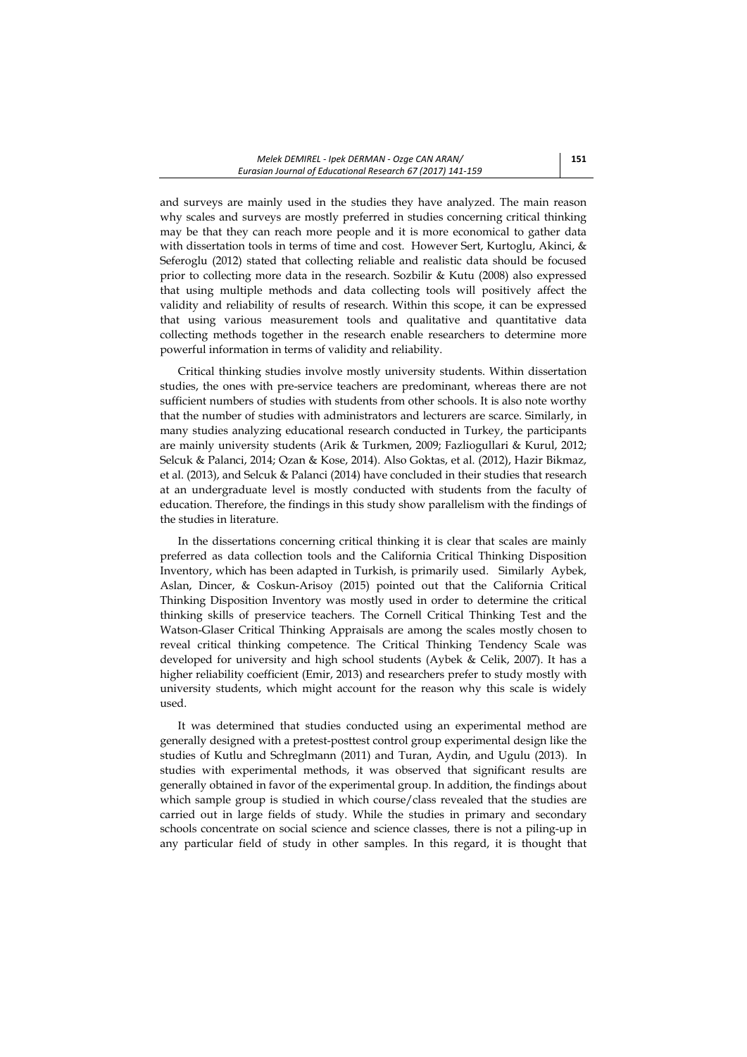and surveys are mainly used in the studies they have analyzed. The main reason why scales and surveys are mostly preferred in studies concerning critical thinking may be that they can reach more people and it is more economical to gather data with dissertation tools in terms of time and cost. However Sert, Kurtoglu, Akinci, & Seferoglu (2012) stated that collecting reliable and realistic data should be focused prior to collecting more data in the research. Sozbilir & Kutu (2008) also expressed that using multiple methods and data collecting tools will positively affect the validity and reliability of results of research. Within this scope, it can be expressed that using various measurement tools and qualitative and quantitative data collecting methods together in the research enable researchers to determine more powerful information in terms of validity and reliability.

Critical thinking studies involve mostly university students. Within dissertation studies, the ones with pre-service teachers are predominant, whereas there are not sufficient numbers of studies with students from other schools. It is also note worthy that the number of studies with administrators and lecturers are scarce. Similarly, in many studies analyzing educational research conducted in Turkey, the participants are mainly university students (Arik & Turkmen, 2009; Fazliogullari & Kurul, 2012; Selcuk & Palanci, 2014; Ozan & Kose, 2014). Also Goktas, et al. (2012), Hazir Bikmaz, et al. (2013), and Selcuk & Palanci (2014) have concluded in their studies that research at an undergraduate level is mostly conducted with students from the faculty of education. Therefore, the findings in this study show parallelism with the findings of the studies in literature.

In the dissertations concerning critical thinking it is clear that scales are mainly preferred as data collection tools and the California Critical Thinking Disposition Inventory, which has been adapted in Turkish, is primarily used. Similarly Aybek, Aslan, Dincer, & Coskun-Arisoy (2015) pointed out that the California Critical Thinking Disposition Inventory was mostly used in order to determine the critical thinking skills of preservice teachers. The Cornell Critical Thinking Test and the Watson-Glaser Critical Thinking Appraisals are among the scales mostly chosen to reveal critical thinking competence. The Critical Thinking Tendency Scale was developed for university and high school students (Aybek & Celik, 2007). It has a higher reliability coefficient (Emir, 2013) and researchers prefer to study mostly with university students, which might account for the reason why this scale is widely used.

It was determined that studies conducted using an experimental method are generally designed with a pretest-posttest control group experimental design like the studies of Kutlu and Schreglmann (2011) and Turan, Aydin, and Ugulu (2013). In studies with experimental methods, it was observed that significant results are generally obtained in favor of the experimental group. In addition, the findings about which sample group is studied in which course/class revealed that the studies are carried out in large fields of study. While the studies in primary and secondary schools concentrate on social science and science classes, there is not a piling-up in any particular field of study in other samples. In this regard, it is thought that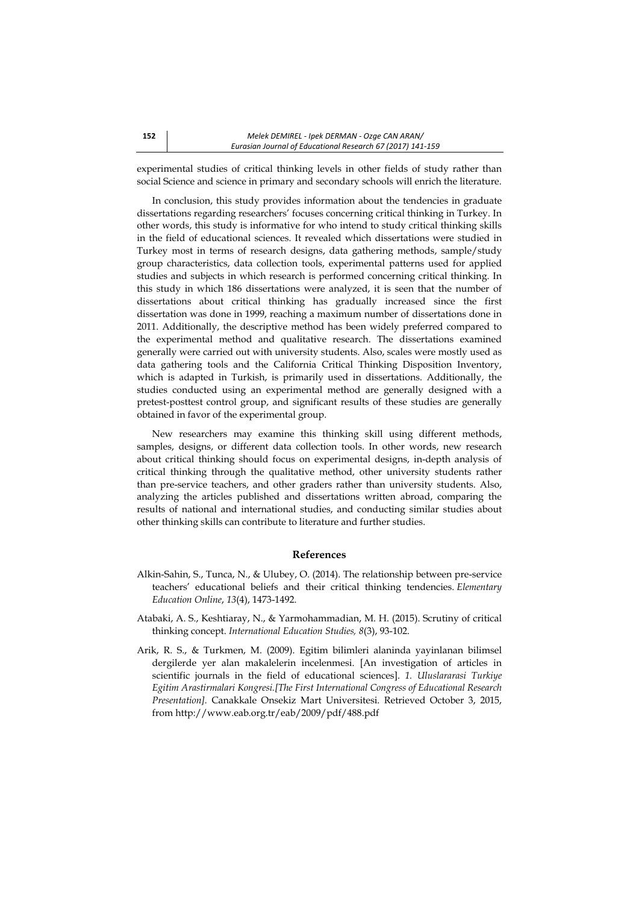experimental studies of critical thinking levels in other fields of study rather than social Science and science in primary and secondary schools will enrich the literature.

In conclusion, this study provides information about the tendencies in graduate dissertations regarding researchers' focuses concerning critical thinking in Turkey. In other words, this study is informative for who intend to study critical thinking skills in the field of educational sciences. It revealed which dissertations were studied in Turkey most in terms of research designs, data gathering methods, sample/study group characteristics, data collection tools, experimental patterns used for applied studies and subjects in which research is performed concerning critical thinking. In this study in which 186 dissertations were analyzed, it is seen that the number of dissertations about critical thinking has gradually increased since the first dissertation was done in 1999, reaching a maximum number of dissertations done in 2011. Additionally, the descriptive method has been widely preferred compared to the experimental method and qualitative research. The dissertations examined generally were carried out with university students. Also, scales were mostly used as data gathering tools and the California Critical Thinking Disposition Inventory, which is adapted in Turkish, is primarily used in dissertations. Additionally, the studies conducted using an experimental method are generally designed with a pretest-posttest control group, and significant results of these studies are generally obtained in favor of the experimental group.

New researchers may examine this thinking skill using different methods, samples, designs, or different data collection tools. In other words, new research about critical thinking should focus on experimental designs, in-depth analysis of critical thinking through the qualitative method, other university students rather than pre-service teachers, and other graders rather than university students. Also, analyzing the articles published and dissertations written abroad, comparing the results of national and international studies, and conducting similar studies about other thinking skills can contribute to literature and further studies.

## References

Alkin-Sahin, S., Tunca, N., & Ulubey, O. (2014). The relationship between pre-service teachers' educational beliefs and their critical thinking tendencies. *Elementary Education Online*, *13*(4), 1473-1492.

Atabaki, A. S., Keshtiaray, N., & Yarmohammadian, M. H. (2015). Scrutiny of critical thinking concept. *International Education Studies, 8*(3), 93-102.

Arik, R. S., & Turkmen, M. (2009). Egitim bilimleri alaninda yayinlanan bilimsel dergilerde yer alan makalelerin incelenmesi. [An investigation of articles in scientific journals in the field of educational sciences]. *1. Uluslararasi Turkiye Egitim Arastirmalari Kongresi.[The First International Congress of Educational Research Presentation].* Canakkale Onsekiz Mart Universitesi. Retrieved October 3, 2015, from http://www.eab.org.tr/eab/2009/pdf/488.pdf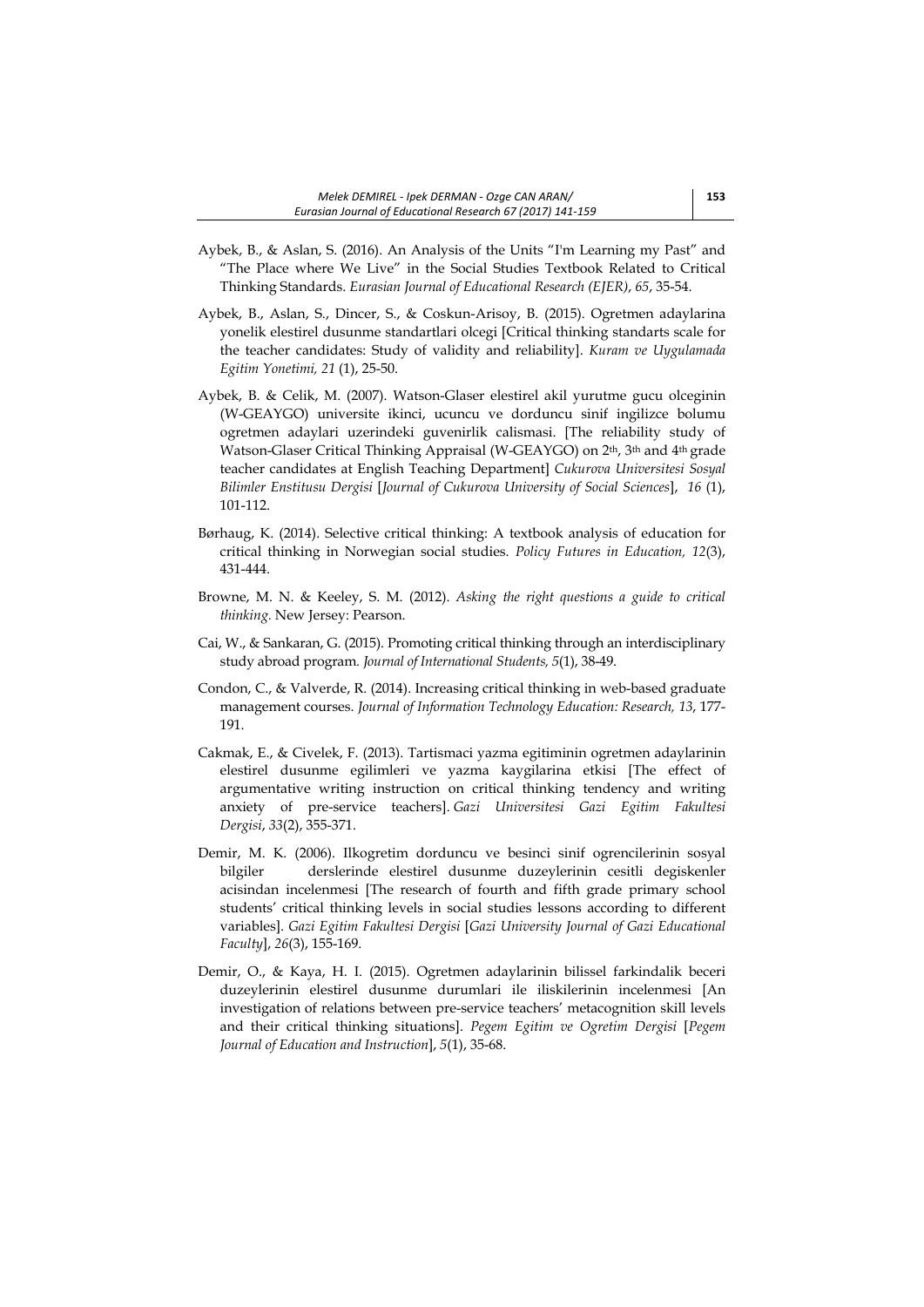Aybek, B., & Aslan, S. (2016). An Analysis of the Units "I'm Learning my Past" and "The Place where We Live" in the Social Studies Textbook Related to Critical Thinking Standards. *Eurasian Journal of Educational Research (EJER)*, *65*, 35-54.

Aybek, B., Aslan, S., Dincer, S., & Coskun-Arisoy, B. (2015). Ogretmen adaylarina yonelik elestirel dusunme standartlari olcegi [Critical thinking standarts scale for the teacher candidates: Study of validity and reliability]. *Kuram ve Uygulamada Egitim Yonetimi, 21* (1), 25-50.

Aybek, B. & Celik, M. (2007). Watson-Glaser elestirel akil yurutme gucu olceginin (W-GEAYGO) universite ikinci, ucuncu ve dorduncu sinif ingilizce bolumu ogretmen adaylari uzerindeki guvenirlik calismasi. [The reliability study of Watson-Glaser Critical Thinking Appraisal (W-GEAYGO) on 2th, 3th and 4th grade teacher candidates at English Teaching Department] *Cukurova Universitesi Sosyal Bilimler Enstitusu Dergisi* [*Journal of Cukurova University of Social Sciences*], *16* (1), 101-112.

Børhaug, K. (2014). Selective critical thinking: A textbook analysis of education for critical thinking in Norwegian social studies. *Policy Futures in Education, 12*(3), 431-444.

Browne, M. N. & Keeley, S. M. (2012). *Asking the right questions a guide to critical thinking.* New Jersey: Pearson.

Cai, W., & Sankaran, G. (2015). Promoting critical thinking through an interdisciplinary study abroad program. *Journal of International Students, 5*(1), 38-49.

Condon, C., & Valverde, R. (2014). Increasing critical thinking in web-based graduate management courses. *Journal of Information Technology Education: Research, 13*, 177-191.

Cakmak, E., & Civelek, F. (2013). Tartismaci yazma egitiminin ogretmen adaylarinin elestirel dusunme egilimleri ve yazma kaygilarina etkisi [The effect of argumentative writing instruction on critical thinking tendency and writing anxiety of pre-service teachers]. *Gazi Universitesi Gazi Egitim Fakultesi Dergisi*, *33*(2), 355-371.

Demir, M. K. (2006). Ilkogretim dorduncu ve besinci sinif ogrencilerinin sosyal bilgiler derslerinde elestirel dusunme duzeylerinin cesitli degiskenler acisindan incelenmesi [The research of fourth and fifth grade primary school students' critical thinking levels in social studies lessons according to different variables]. *Gazi Egitim Fakultesi Dergisi* [*Gazi University Journal of Gazi Educational Faculty*], *26*(3), 155-169.

Demir, O., & Kaya, H. I. (2015). Ogretmen adaylarinin bilissel farkindalik beceri duzeylerinin elestirel dusunme durumlari ile iliskilerinin incelenmesi [An investigation of relations between pre-service teachers' metacognition skill levels and their critical thinking situations]. *Pegem Egitim ve Ogretim Dergisi* [*Pegem Journal of Education and Instruction*], *5*(1), 35-68.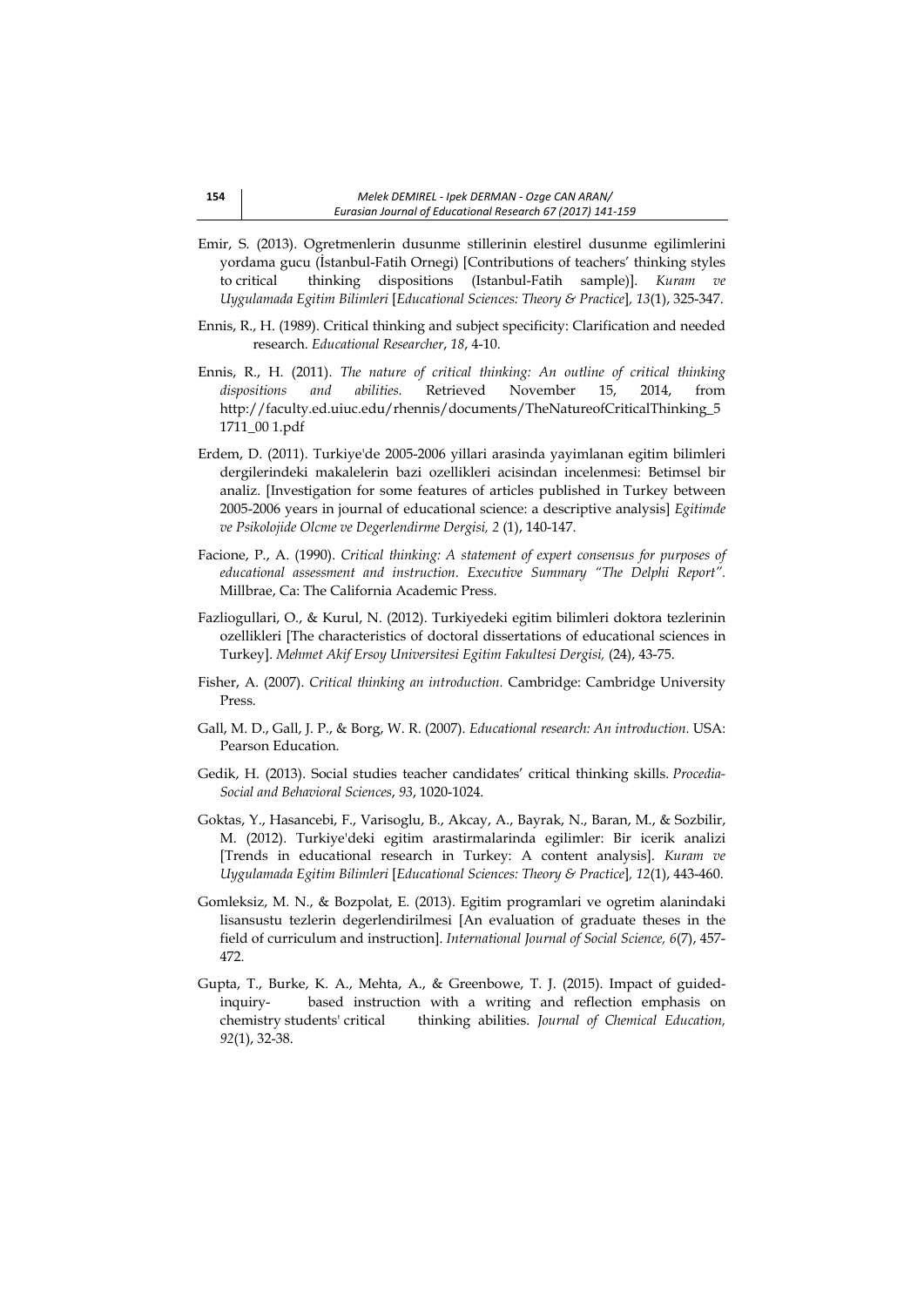Emir, S. (2013). Ogretmenlerin dusunme stillerinin elestirel dusunme egilimlerini yordama gucu (İstanbul-Fatih Ornegi) [Contributions of teachers' thinking styles to critical thinking dispositions (Istanbul-Fatih sample)]. *Kuram ve Uygulamada Egitim Bilimleri* [*Educational Sciences: Theory & Practice*], *13*(1), 325-347.

Ennis, R., H. (1989). Critical thinking and subject specificity: Clarification and needed research. *Educational Researcher*, *18*, 4-10.

Ennis, R., H. (2011). *The nature of critical thinking: An outline of critical thinking dispositions and abilities.* Retrieved November 15, 2014, from http://faculty.ed.uiuc.edu/rhennis/documents/TheNatureofCriticalThinking_51711_00 1.pdf

Erdem, D. (2011). Turkiye'de 2005-2006 yillari arasinda yayimlanan egitim bilimleri dergilerindeki makalelerin bazi ozellikleri acisindan incelenmesi: Betimsel bir analiz. [Investigation for some features of articles published in Turkey between 2005-2006 years in journal of educational science: a descriptive analysis] *Egitimde ve Psikolojide Olcme ve Degerlendirme Dergisi, 2* (1), 140-147.

Facione, P., A. (1990). *Critical thinking: A statement of expert consensus for purposes of educational assessment and instruction. Executive Summary "The Delphi Report".* Millbrae, Ca: The California Academic Press.

Fazliogullari, O., & Kurul, N. (2012). Turkiyedeki egitim bilimleri doktora tezlerinin ozellikleri [The characteristics of doctoral dissertations of educational sciences in Turkey]. *Mehmet Akif Ersoy Universitesi Egitim Fakultesi Dergisi,* (24), 43-75.

Fisher, A. (2007). *Critical thinking an introduction.* Cambridge: Cambridge University Press.

Gall, M. D., Gall, J. P., & Borg, W. R. (2007). *Educational research: An introduction.* USA: Pearson Education.

Gedik, H. (2013). Social studies teacher candidates' critical thinking skills. *Procedia-Social and Behavioral Sciences*, *93*, 1020-1024.

Goktas, Y., Hasancebi, F., Varisoglu, B., Akcay, A., Bayrak, N., Baran, M., & Sozbilir, M. (2012). Turkiye'deki egitim arastirmalarinda egilimler: Bir icerik analizi [Trends in educational research in Turkey: A content analysis]. *Kuram ve Uygulamada Egitim Bilimleri* [*Educational Sciences: Theory & Practice*], *12*(1), 443-460.

Gomleksiz, M. N., & Bozpolat, E. (2013). Egitim programlari ve ogretim alanindaki lisansustu tezlerin degerlendirilmesi [An evaluation of graduate theses in the field of curriculum and instruction]. *International Journal of Social Science, 6*(7), 457-472.

Gupta, T., Burke, K. A., Mehta, A., & Greenbowe, T. J. (2015). Impact of guided-inquiry- based instruction with a writing and reflection emphasis on chemistry students' critical thinking abilities. *Journal of Chemical Education, 92*(1), 32-38.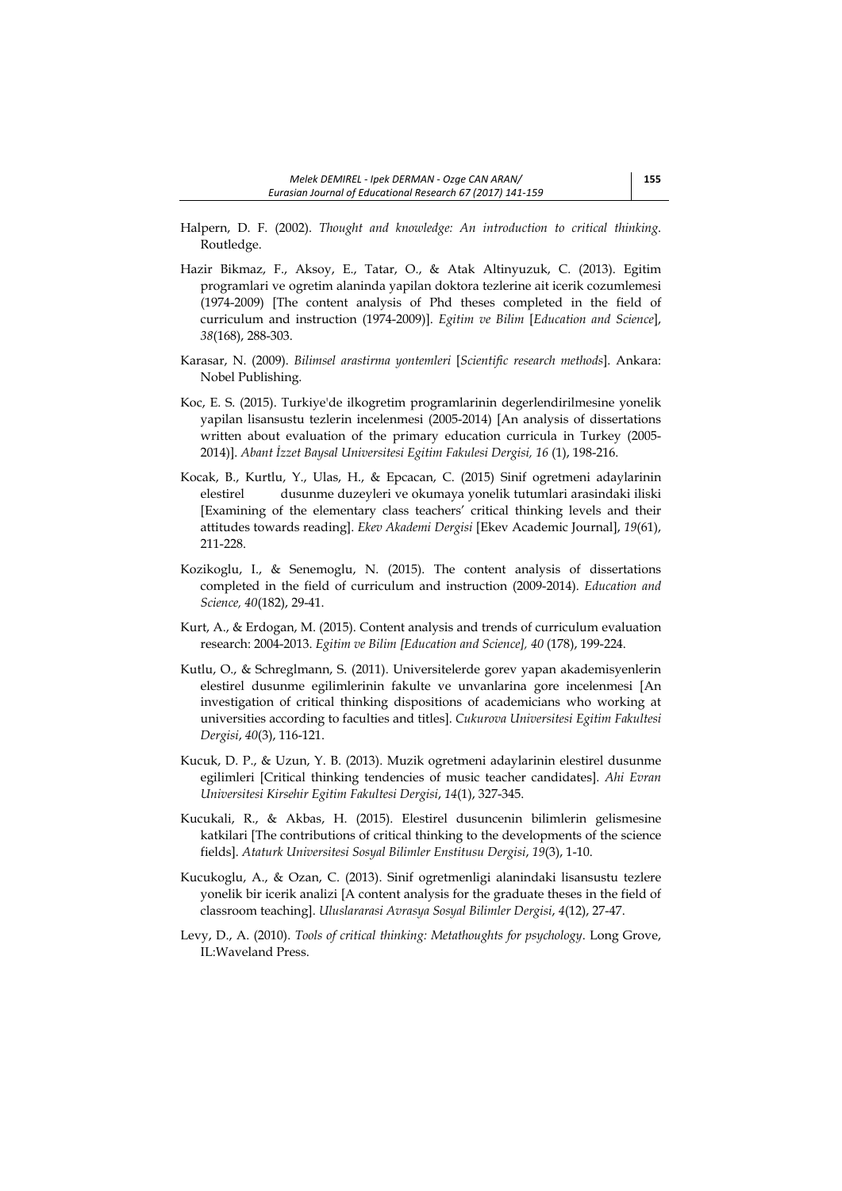Halpern, D. F. (2002). *Thought and knowledge: An introduction to critical thinking*. Routledge.

Hazir Bikmaz, F., Aksoy, E., Tatar, O., & Atak Altinyuzuk, C. (2013). Egitim programlari ve ogretim alaninda yapilan doktora tezlerine ait icerik cozumlemesi (1974-2009) [The content analysis of Phd theses completed in the field of curriculum and instruction (1974-2009)]. *Egitim ve Bilim* [*Education and Science*], *38*(168), 288-303.

Karasar, N. (2009). *Bilimsel arastirma yontemleri* [*Scientific research methods*]. Ankara: Nobel Publishing.

Koc, E. S. (2015). Turkiye'de ilkogretim programlarinin degerlendirilmesine yonelik yapilan lisansustu tezlerin incelenmesi (2005-2014) [An analysis of dissertations written about evaluation of the primary education curricula in Turkey (2005-2014)]. *Abant İzzet Baysal Universitesi Egitim Fakulesi Dergisi, 16* (1), 198-216.

Kocak, B., Kurtlu, Y., Ulas, H., & Epcacan, C. (2015) Sinif ogretmeni adaylarinin elestirel dusunme duzeyleri ve okumaya yonelik tutumlari arasindaki iliski [Examining of the elementary class teachers' critical thinking levels and their attitudes towards reading]. *Ekev Akademi Dergisi* [Ekev Academic Journal], *19*(61), 211-228.

Kozikoglu, I., & Senemoglu, N. (2015). The content analysis of dissertations completed in the field of curriculum and instruction (2009-2014). *Education and Science, 40*(182), 29-41.

Kurt, A., & Erdogan, M. (2015). Content analysis and trends of curriculum evaluation research: 2004-2013. *Egitim ve Bilim [Education and Science], 40* (178), 199-224.

Kutlu, O., & Schreglmann, S. (2011). Universitelerde gorev yapan akademisyenlerin elestirel dusunme egilimlerinin fakulte ve unvanlarina gore incelenmesi [An investigation of critical thinking dispositions of academicians who working at universities according to faculties and titles]. *Cukurova Universitesi Egitim Fakultesi Dergisi*, *40*(3), 116-121.

Kucuk, D. P., & Uzun, Y. B. (2013). Muzik ogretmeni adaylarinin elestirel dusunme egilimleri [Critical thinking tendencies of music teacher candidates]. *Ahi Evran Universitesi Kirsehir Egitim Fakultesi Dergisi*, *14*(1), 327-345.

Kucukali, R., & Akbas, H. (2015). Elestirel dusuncenin bilimlerin gelismesine katkilari [The contributions of critical thinking to the developments of the science fields]. *Ataturk Universitesi Sosyal Bilimler Enstitusu Dergisi*, *19*(3), 1-10.

Kucukoglu, A., & Ozan, C. (2013). Sinif ogretmenligi alanindaki lisansustu tezlere yonelik bir icerik analizi [A content analysis for the graduate theses in the field of classroom teaching]. *Uluslararasi Avrasya Sosyal Bilimler Dergisi*, *4*(12), 27-47.

Levy, D., A. (2010). *Tools of critical thinking: Metathoughts for psychology*. Long Grove, IL:Waveland Press.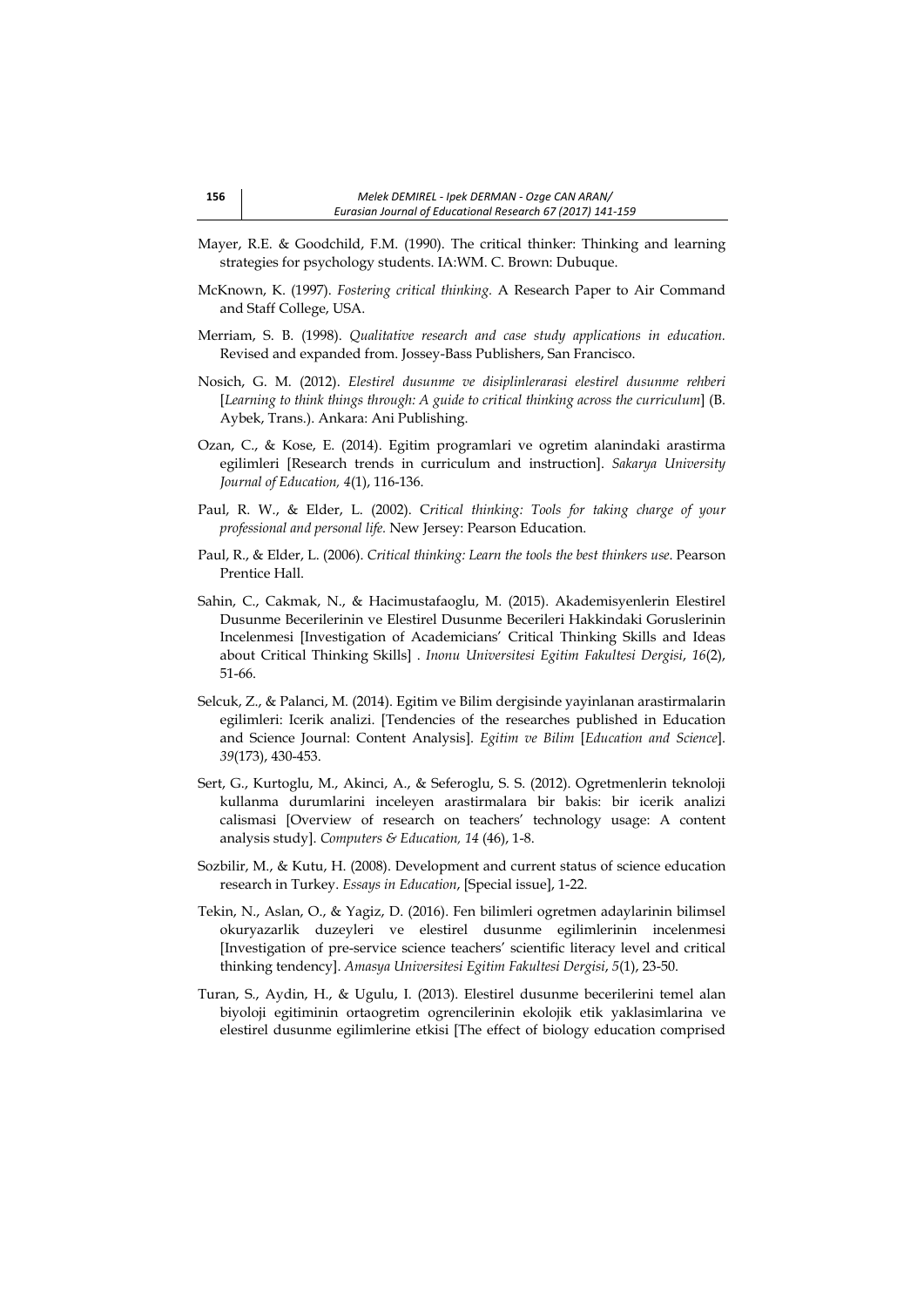Mayer, R.E. & Goodchild, F.M. (1990). The critical thinker: Thinking and learning strategies for psychology students. IA:WM. C. Brown: Dubuque.

McKnown, K. (1997). *Fostering critical thinking*. A Research Paper to Air Command and Staff College, USA.

Merriam, S. B. (1998). *Qualitative research and case study applications in education.* Revised and expanded from. Jossey-Bass Publishers, San Francisco.

Nosich, G. M. (2012). *Elestirel dusunme ve disiplinlerarasi elestirel dusunme rehberi* [*Learning to think things through: A guide to critical thinking across the curriculum*] (B. Aybek, Trans.). Ankara: Ani Publishing.

Ozan, C., & Kose, E. (2014). Egitim programlari ve ogretim alanindaki arastirma egilimleri [Research trends in curriculum and instruction]. *Sakarya University Journal of Education, 4*(1), 116-136.

Paul, R. W., & Elder, L. (2002). C*ritical thinking: Tools for taking charge of your professional and personal life.* New Jersey: Pearson Education.

Paul, R., & Elder, L. (2006). *Critical thinking: Learn the tools the best thinkers use*. Pearson Prentice Hall.

Sahin, C., Cakmak, N., & Hacimustafaoglu, M. (2015). Akademisyenlerin Elestirel Dusunme Becerilerinin ve Elestirel Dusunme Becerileri Hakkindaki Goruslerinin Incelenmesi [Investigation of Academicians' Critical Thinking Skills and Ideas about Critical Thinking Skills] . *Inonu Universitesi Egitim Fakultesi Dergisi*, *16*(2), 51-66.

Selcuk, Z., & Palanci, M. (2014). Egitim ve Bilim dergisinde yayinlanan arastirmalarin egilimleri: Icerik analizi. [Tendencies of the researches published in Education and Science Journal: Content Analysis]. *Egitim ve Bilim* [*Education and Science*]. *39*(173), 430-453.

Sert, G., Kurtoglu, M., Akinci, A., & Seferoglu, S. S. (2012). Ogretmenlerin teknoloji kullanma durumlarini inceleyen arastirmalara bir bakis: bir icerik analizi calismasi [Overview of research on teachers' technology usage: A content analysis study]. *Computers & Education, 14* (46), 1-8.

Sozbilir, M., & Kutu, H. (2008). Development and current status of science education research in Turkey. *Essays in Education*, [Special issue], 1-22.

Tekin, N., Aslan, O., & Yagiz, D. (2016). Fen bilimleri ogretmen adaylarinin bilimsel okuryazarlik duzeyleri ve elestirel dusunme egilimlerinin incelenmesi [Investigation of pre-service science teachers' scientific literacy level and critical thinking tendency]. *Amasya Universitesi Egitim Fakultesi Dergisi*, *5*(1), 23-50.

Turan, S., Aydin, H., & Ugulu, I. (2013). Elestirel dusunme becerilerini temel alan biyoloji egitiminin ortaogretim ogrencilerinin ekolojik etik yaklasimlarina ve elestirel dusunme egilimlerine etkisi [The effect of biology education comprised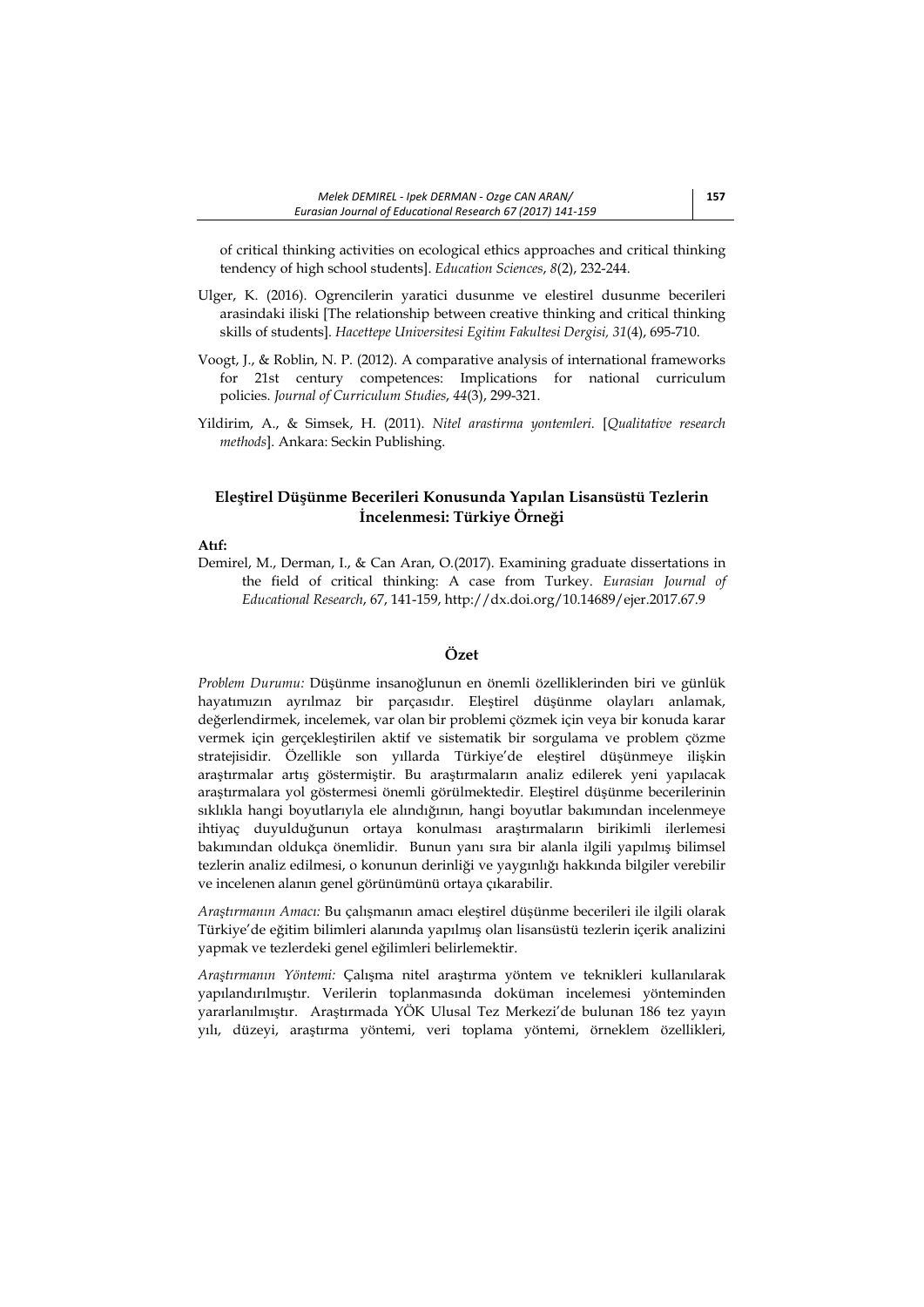of critical thinking activities on ecological ethics approaches and critical thinking tendency of high school students]. *Education Sciences*, *8*(2), 232-244.

Ulger, K. (2016). Ogrencilerin yaratici dusunme ve elestirel dusunme becerileri arasindaki iliski [The relationship between creative thinking and critical thinking skills of students]. *Hacettepe Universitesi Egitim Fakultesi Dergisi, 31*(4), 695-710.

Voogt, J., & Roblin, N. P. (2012). A comparative analysis of international frameworks for 21st century competences: Implications for national curriculum policies. *Journal of Curriculum Studies*, *44*(3), 299-321.

Yildirim, A., & Simsek, H. (2011). *Nitel arastirma yontemleri.* [*Qualitative research methods*]. Ankara: Seckin Publishing.

## Eleştirel Düşünme Becerileri Konusunda Yapılan Lisansüstü Tezlerin İncelenmesi: Türkiye Örneği

**Atıf:**

Demirel, M., Derman, I., & Can Aran, O.(2017). Examining graduate dissertations in the field of critical thinking: A case from Turkey. *Eurasian Journal of Educational Research*, 67, 141-159, http://dx.doi.org/10.14689/ejer.2017.67.9

### Özet

*Problem Durumu:* Düşünme insanoğlunun en önemli özelliklerinden biri ve günlük hayatımızın ayrılmaz bir parçasıdır. Eleştirel düşünme olayları anlamak, değerlendirmek, incelemek, var olan bir problemi çözmek için veya bir konuda karar vermek için gerçekleştirilen aktif ve sistematik bir sorgulama ve problem çözme stratejisidir. Özellikle son yıllarda Türkiye'de eleştirel düşünmeye ilişkin araştırmalar artış göstermiştir. Bu araştırmaların analiz edilerek yeni yapılacak araştırmalara yol göstermesi önemli görülmektedir. Eleştirel düşünme becerilerinin sıklıkla hangi boyutlarıyla ele alındığının, hangi boyutlar bakımından incelenmeye ihtiyaç duyulduğunun ortaya konulması araştırmaların birikimli ilerlemesi bakımından oldukça önemlidir. Bunun yanı sıra bir alanla ilgili yapılmış bilimsel tezlerin analiz edilmesi, o konunun derinliği ve yaygınlığı hakkında bilgiler verebilir ve incelenen alanın genel görünümünü ortaya çıkarabilir.

*Araştırmanın Amacı:* Bu çalışmanın amacı eleştirel düşünme becerileri ile ilgili olarak Türkiye'de eğitim bilimleri alanında yapılmış olan lisansüstü tezlerin içerik analizini yapmak ve tezlerdeki genel eğilimleri belirlemektir.

*Araştırmanın Yöntemi:* Çalışma nitel araştırma yöntem ve teknikleri kullanılarak yapılandırılmıştır. Verilerin toplanmasında doküman incelemesi yönteminden yararlanılmıştır. Araştırmada YÖK Ulusal Tez Merkezi'de bulunan 186 tez yayın yılı, düzeyi, araştırma yöntemi, veri toplama yöntemi, örneklem özellikleri,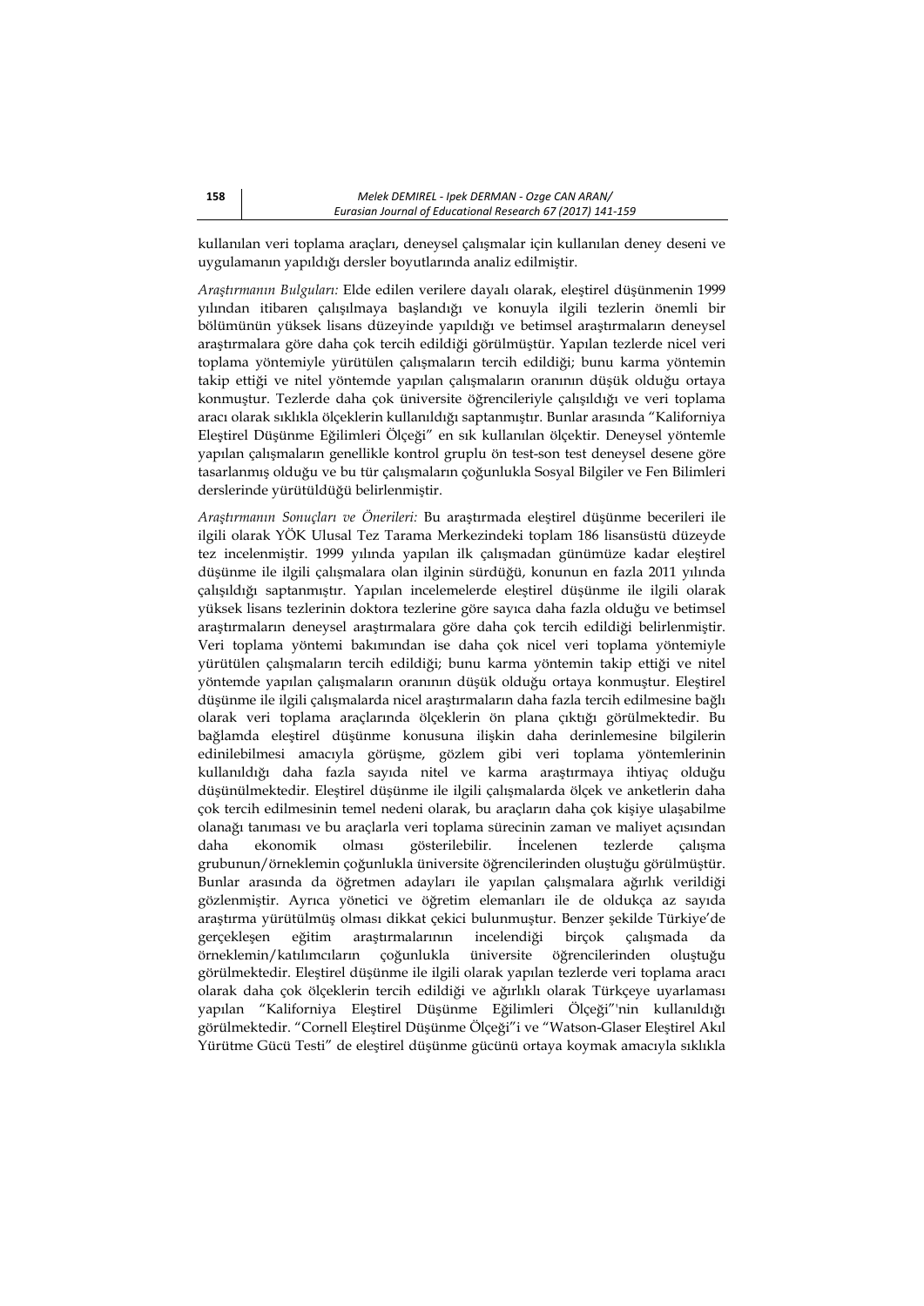kullanılan veri toplama araçları, deneysel çalışmalar için kullanılan deney deseni ve uygulamanın yapıldığı dersler boyutlarında analiz edilmiştir.

*Araştırmanın Bulguları:* Elde edilen verilere dayalı olarak, eleştirel düşünmenin 1999 yılından itibaren çalışılmaya başlandığı ve konuyla ilgili tezlerin önemli bir bölümünün yüksek lisans düzeyinde yapıldığı ve betimsel araştırmaların deneysel araştırmalara göre daha çok tercih edildiği görülmüştür. Yapılan tezlerde nicel veri toplama yöntemiyle yürütülen çalışmaların tercih edildiği; bunu karma yöntemin takip ettiği ve nitel yöntemde yapılan çalışmaların oranının düşük olduğu ortaya konmuştur. Tezlerde daha çok üniversite öğrencileriyle çalışıldığı ve veri toplama aracı olarak sıklıkla ölçeklerin kullanıldığı saptanmıştır. Bunlar arasında "Kalifornniya Eleştirel Düşünme Eğilimleri Ölçeği" en sık kullanılan ölçektir. Deneysel yöntemle yapılan çalışmaların genellikle kontrol gruplu ön test-son test deneysel desene göre tasarlanmış olduğu ve bu tür çalışmaların çoğunlukla Sosyal Bilgiler ve Fen Bilimleri derslerinde yürütüldüğü belirlenmiştir.

*Araştırmanın Sonuçları ve Önerileri:* Bu araştırmada eleştirel düşünme becerileri ile ilgili olarak YÖK Ulusal Tez Tarama Merkezindeki toplam 186 lisansüstü düzeyde tez incelenmiştir. 1999 yılında yapılan ilk çalışmadan günümüze kadar eleştirel düşünme ile ilgili çalışmalara olan ilginin sürdüğü, konunun en fazla 2011 yılında çalışıldığı saptanmıştır. Yapılan incelemelerde eleştirel düşünme ile ilgili olarak yüksek lisans tezlerinin doktora tezlerine göre sayıca daha fazla olduğu ve betimsel araştırmaların deneysel araştırmalara göre daha çok tercih edildiği belirlenmiştir. Veri toplama yöntemi bakımından ise daha çok nicel veri toplama yöntemiyle yürütülen çalışmaların tercih edildiği; bunu karma yöntemin takip ettiği ve nitel yöntemde yapılan çalışmaların oranının düşük olduğu ortaya konmuştur. Eleştirel düşünme ile ilgili çalışmalarda nicel araştırmaların daha fazla tercih edilmesine bağlı olarak veri toplama araçlarında ölçeklerin ön plana çıktığı görülmektedir. Bu bağlamda eleştirel düşünme konusuna ilişkin daha derinlemesine bilgilerin edinilebilmesi amacıyla görüşme, gözlem gibi veri toplama yöntemlerinin kullanıldığı daha fazla sayıda nitel ve karma araştırmaya ihtiyaç olduğu düşünülmektedir. Eleştirel düşünme ile ilgili çalışmalarda ölçek ve anketlerin daha çok tercih edilmesinin temel nedeni olarak, bu araçların daha çok kişiye ulaşabilme olanağı tanıması ve bu araçlarla veri toplama sürecinin zaman ve maliyet açısından daha ekonomik olması gösterilebilir. İncelenen tezlerde çalışma grubunun/örneklemin çoğunlukla üniversite öğrencilerinden oluştuğu görülmüştür. Bunlar arasında da öğretmen adayları ile yapılan çalışmalara ağırlık verildiği gözlenmiştir. Ayrıca yönetici ve öğretim elemanları ile de oldukça az sayıda araştırma yürütülmüş olması dikkat çekici bulunmuştur. Benzer şekilde Türkiye'de gerçekleşen eğitim araştırmalarının incelendiği birçok çalışmada da örneklemin/katılımcıların çoğunlukla üniversite öğrencilerinden oluştuğu görülmektedir. Eleştirel düşünme ile ilgili olarak yapılan tezlerde veri toplama aracı olarak daha çok ölçeklerin tercih edildiği ve ağırlıklı olarak Türkçeye uyarlaması yapılan "Kaliforniya Eleştirel Düşünme Eğilimleri Ölçeği"'nin kullanıldığı görülmektedir. "Cornell Eleştirel Düşünme Ölçeği"i ve "Watson-Glaser Eleştirel Akıl Yürütme Gücü Testi" de eleştirel düşünme gücünü ortaya koymak amacıyla sıklıkla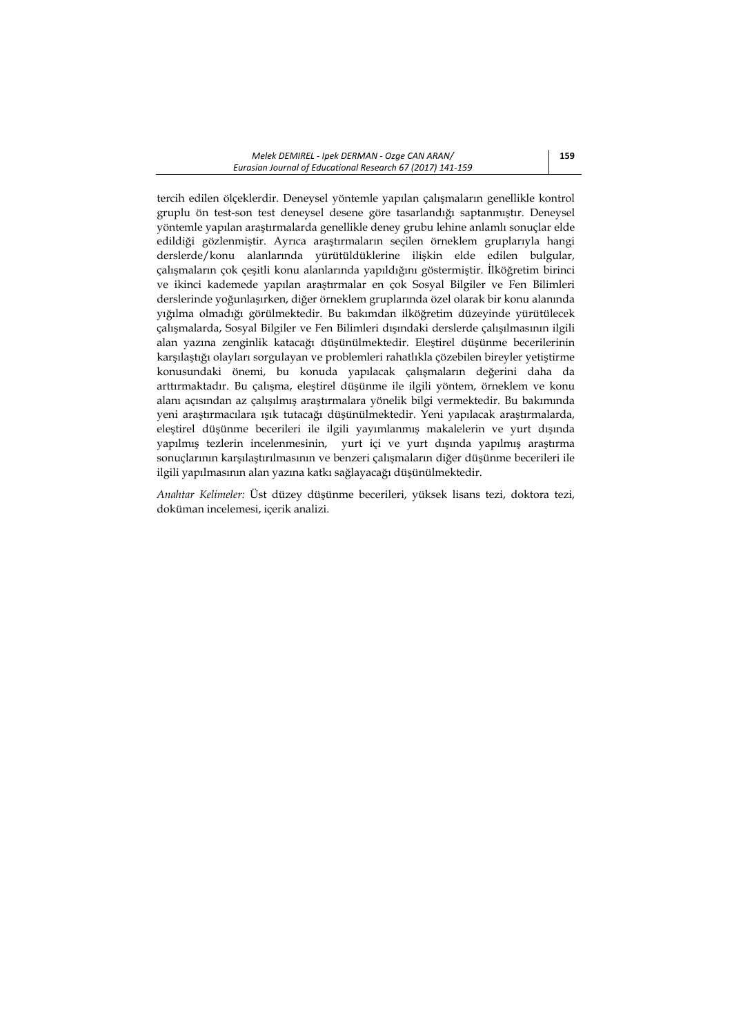tercih edilen ölçeklerdir. Deneysel yöntemle yapılan çalışmaların genellikle kontrol gruplu ön test-son test deneysel desene göre tasarlandığı saptanmıştır. Deneysel yöntemle yapılan araştırmalarda genellikle deney grubu lehine anlamlı sonuçlar elde edildiği gözlenmiştir. Ayrıca araştırmaların seçilen örneklem gruplarıyla hangi derslerde/konu alanlarında yürütüldüklerine ilişkin elde edilen bulgular, çalışmaların çok çeşitli konu alanlarında yapıldığını göstermiştir. İlköğretim birinci ve ikinci kademede yapılan araştırmalar en çok Sosyal Bilgiler ve Fen Bilimleri derslerinde yoğunlaşırken, diğer örneklem gruplarında özel olarak bir konu alanında yığılma olmadığı görülmektedir. Bu bakımdan ilköğretim düzeyinde yürütülecek çalışmalarda, Sosyal Bilgiler ve Fen Bilimleri dışındaki derslerde çalışılmasının ilgili alan yazına zenginlik katacağı düşünülmektedir. Eleştirel düşünme becerilerinin karşılaştığı olayları sorgulayan ve problemleri rahatlıkla çözebilen bireyler yetiştirme konusundaki önemi, bu konuda yapılacak çalışmaların değerini daha da arttırmaktadır. Bu çalışma, eleştirel düşünme ile ilgili yöntem, örneklem ve konu alanı açısından az çalışılmış araştırmalara yönelik bilgi vermektedir. Bu bakımında yeni araştırmacılara ışık tutacağı düşünülmektedir. Yeni yapılacak araştırmalarda, eleştirel düşünme becerileri ile ilgili yayımlanmış makalelerin ve yurt dışında yapılmış tezlerin incelenmesinin, yurt içi ve yurt dışında yapılmış araştırma sonuçlarının karşılaştırılmasının ve benzeri çalışmaların diğer düşünme becerileri ile ilgili yapılmasının alan yazına katkı sağlayacağı düşünülmektedir.

*Anahtar Kelimeler:* Üst düzey düşünme becerileri, yüksek lisans tezi, doktora tezi, doküman incelemesi, içerik analizi.